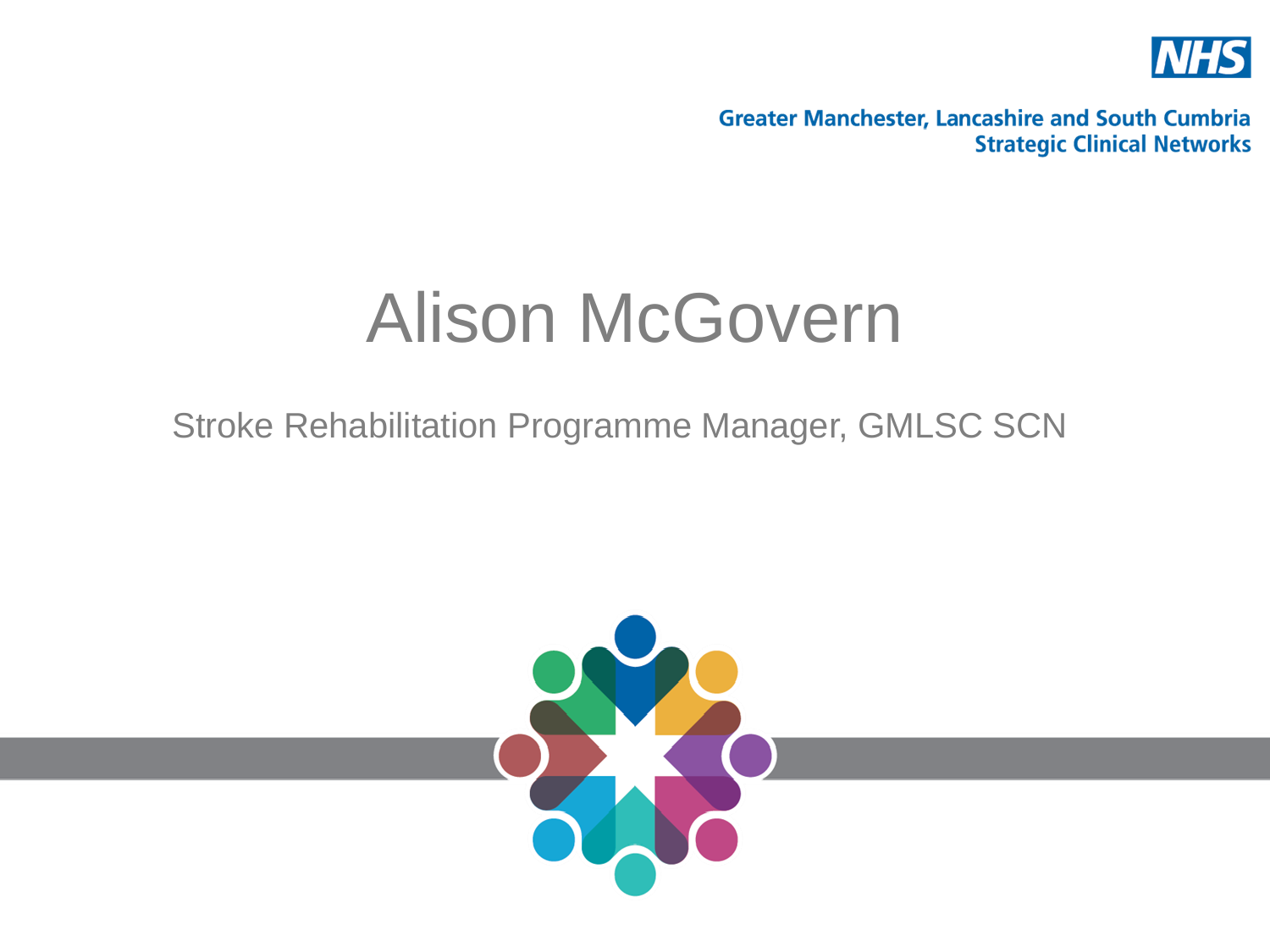Greater Manchester, Lancashire and South Cumbria
Strategic Clinical Networks

# Alison McGovern

Stroke Rehabilitation Programme Manager, GMLSC SCN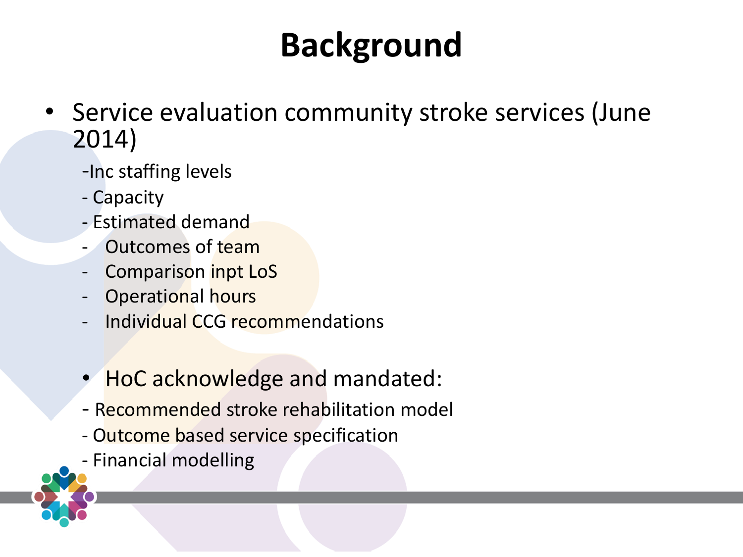# Background

- Service evaluation community stroke services (June 2014)
  - Inc staffing levels
  - Capacity
  - Estimated demand
  - Outcomes of team
  - Comparison inpt LoS
  - Operational hours
  - Individual CCG recommendations

- HoC acknowledge and mandated:
  - Recommended stroke rehabilitation model
  - Outcome based service specification
  - Financial modelling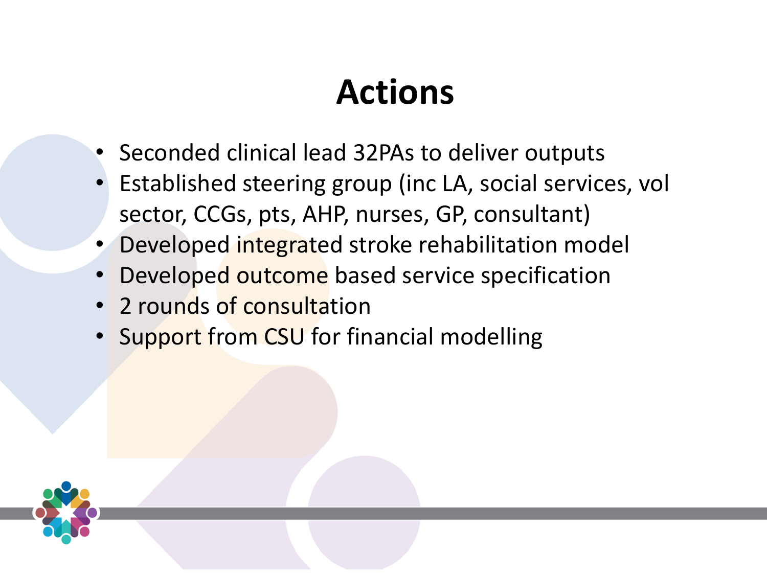# Actions

- Seconded clinical lead 32PAs to deliver outputs
- Established steering group (inc LA, social services, vol sector, CCGs, pts, AHP, nurses, GP, consultant)
- Developed integrated stroke rehabilitation model
- Developed outcome based service specification
- 2 rounds of consultation
- Support from CSU for financial modelling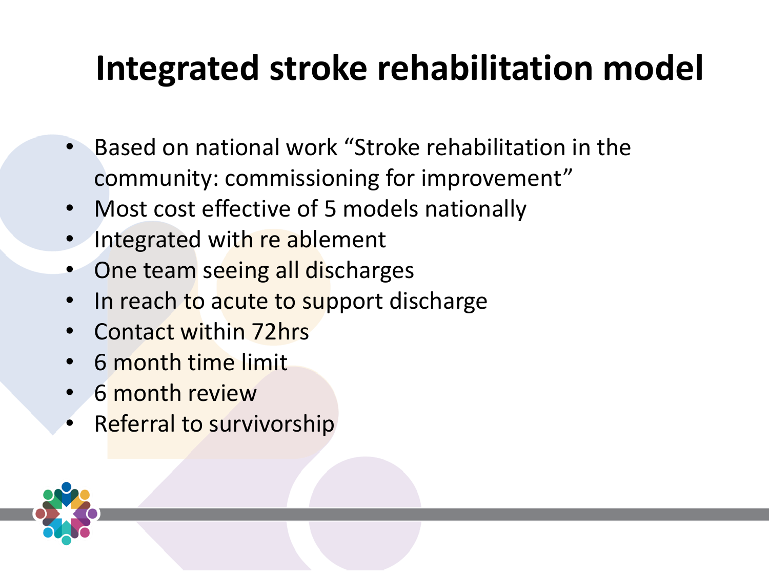# Integrated stroke rehabilitation model

- Based on national work "Stroke rehabilitation in the community: commissioning for improvement"
- Most cost effective of 5 models nationally
- Integrated with re ablement
- One team seeing all discharges
- In reach to acute to support discharge
- Contact within 72hrs
- 6 month time limit
- 6 month review
- Referral to survivorship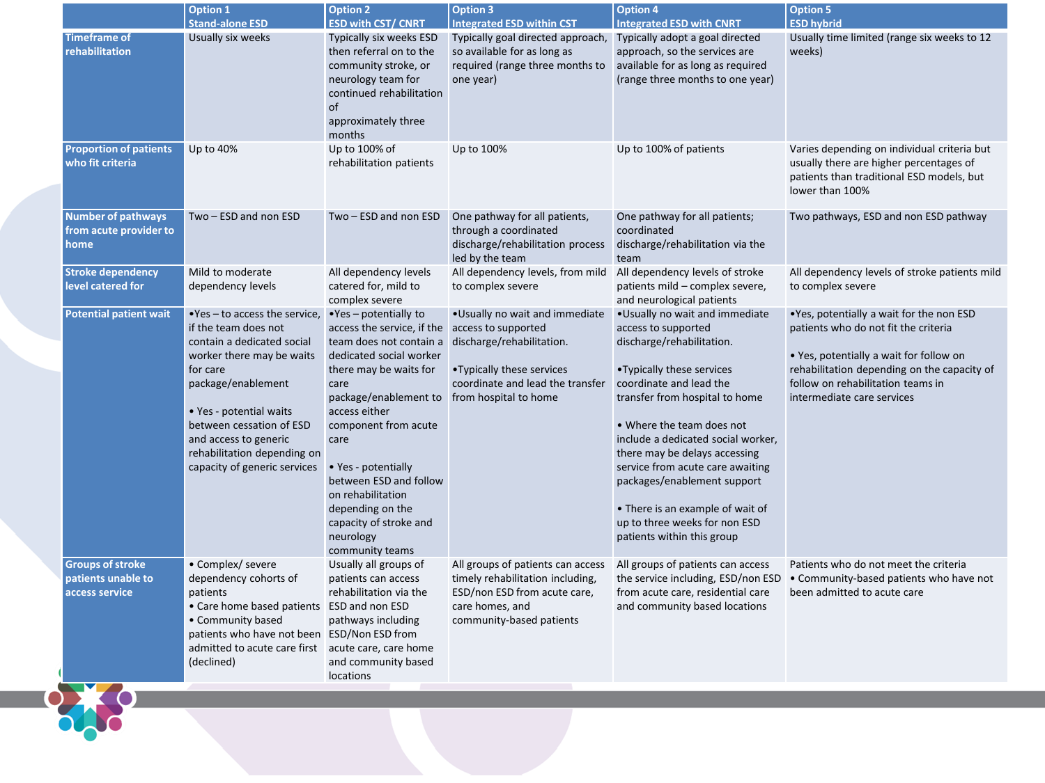| | Option 1 Stand-alone ESD | Option 2 ESD with CST/ CNRT | Option 3 Integrated ESD within CST | Option 4 Integrated ESD with CNRT | Option 5 ESD hybrid |
|---|---|---|---|---|---|
| **Timeframe of rehabilitation** | Usually six weeks | Typically six weeks ESD then referral on to the community stroke, or neurology team for continued rehabilitation of approximately three months | Typically goal directed approach, so available for as long as required (range three months to one year) | Typically adopt a goal directed approach, so the services are available for as long as required (range three months to one year) | Usually time limited (range six weeks to 12 weeks) |
| **Proportion of patients who fit criteria** | Up to 40% | Up to 100% of rehabilitation patients | Up to 100% | Up to 100% of patients | Varies depending on individual criteria but usually there are higher percentages of patients than traditional ESD models, but lower than 100% |
| **Number of pathways from acute provider to home** | Two – ESD and non ESD | Two – ESD and non ESD | One pathway for all patients, through a coordinated discharge/rehabilitation process led by the team | One pathway for all patients; coordinated discharge/rehabilitation via the team | Two pathways, ESD and non ESD pathway |
| **Stroke dependency level catered for** | Mild to moderate dependency levels | All dependency levels catered for, mild to complex severe | All dependency levels, from mild to complex severe | All dependency levels of stroke patients mild – complex severe, and neurological patients | All dependency levels of stroke patients mild to complex severe |
| **Potential patient wait** | •Yes – to access the service, if the team does not contain a dedicated social worker there may be waits for care package/enablement<br><br>• Yes - potential waits between cessation of ESD and access to generic rehabilitation depending on capacity of generic services | •Yes – potentially to access the service, if the team does not contain a dedicated social worker there may be waits for care package/enablement to access either component from acute care<br><br>• Yes - potentially between ESD and follow on rehabilitation depending on the capacity of stroke and neurology community teams | •Usually no wait and immediate access to supported discharge/rehabilitation.<br><br>•Typically these services coordinate and lead the transfer from hospital to home | •Usually no wait and immediate access to supported discharge/rehabilitation.<br><br>•Typically these services coordinate and lead the transfer from hospital to home<br><br>• Where the team does not include a dedicated social worker, there may be delays accessing service from acute care awaiting packages/enablement support<br><br>• There is an example of wait of up to three weeks for non ESD patients within this group | •Yes, potentially a wait for the non ESD patients who do not fit the criteria<br><br>• Yes, potentially a wait for follow on rehabilitation depending on the capacity of follow on rehabilitation teams in intermediate care services |
| **Groups of stroke patients unable to access service** | • Complex/ severe dependency cohorts of patients<br>• Care home based patients<br>• Community based patients who have not been admitted to acute care first (declined) | Usually all groups of patients can access rehabilitation via the ESD and non ESD pathways including ESD/Non ESD from acute care, care home and community based locations | All groups of patients can access timely rehabilitation including, ESD/non ESD from acute care, care homes, and community-based patients | All groups of patients can access the service including, ESD/non ESD from acute care, residential care and community based locations | Patients who do not meet the criteria<br>• Community-based patients who have not been admitted to acute care |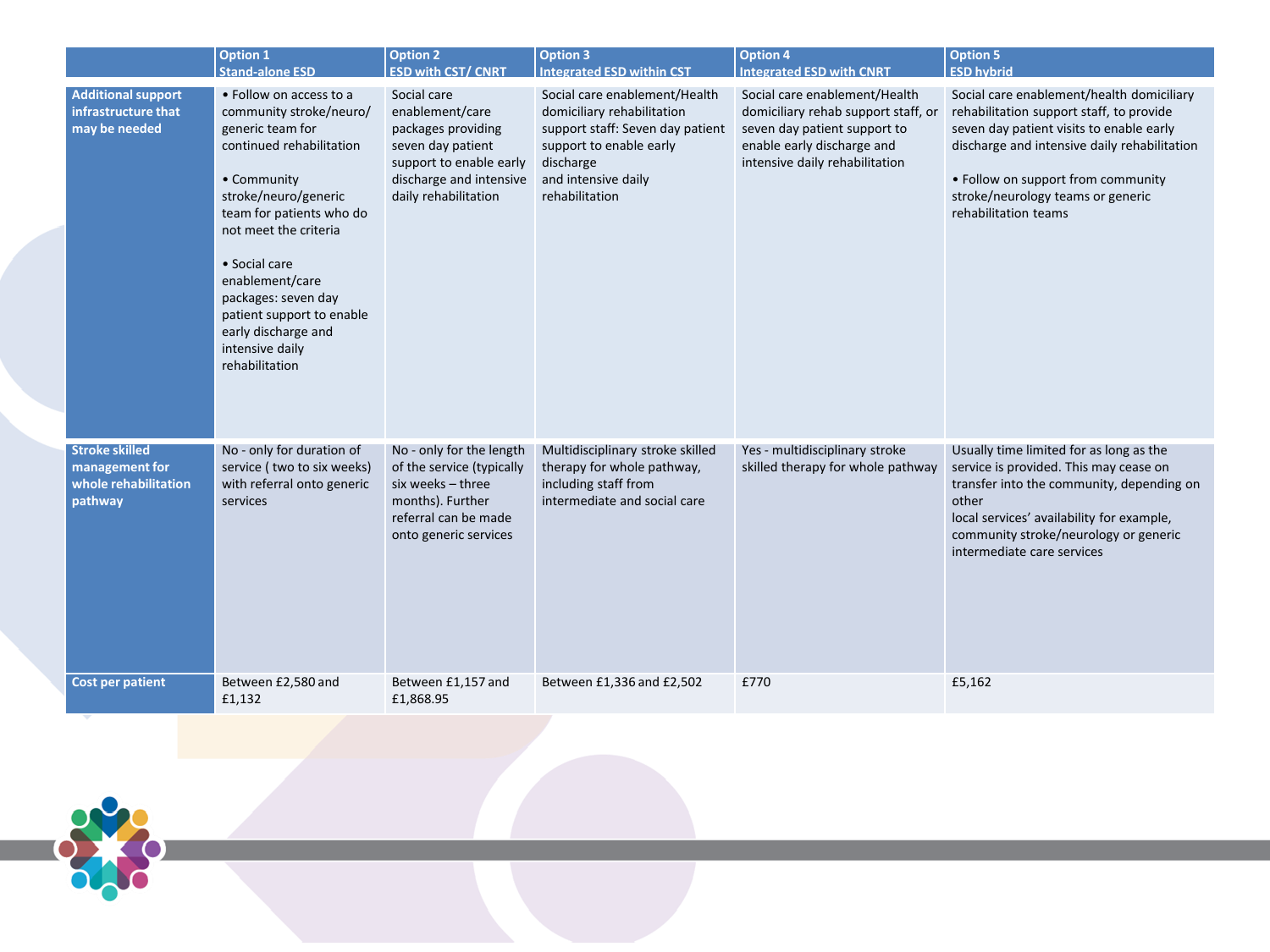| | Option 1 Stand-alone ESD | Option 2 ESD with CST/ CNRT | Option 3 Integrated ESD within CST | Option 4 Integrated ESD with CNRT | Option 5 ESD hybrid |
|---|---|---|---|---|---|
| **Additional support infrastructure that may be needed** | • Follow on access to a community stroke/neuro/ generic team for continued rehabilitation<br><br>• Community stroke/neuro/generic team for patients who do not meet the criteria<br><br>• Social care enablement/care packages: seven day patient support to enable early discharge and intensive daily rehabilitation | Social care enablement/care packages providing seven day patient support to enable early discharge and intensive daily rehabilitation | Social care enablement/Health domiciliary rehabilitation support staff: Seven day patient support to enable early discharge and intensive daily rehabilitation | Social care enablement/Health domiciliary rehab support staff, or seven day patient support to enable early discharge and intensive daily rehabilitation | Social care enablement/health domiciliary rehabilitation support staff, to provide seven day patient visits to enable early discharge and intensive daily rehabilitation<br><br>• Follow on support from community stroke/neurology teams or generic rehabilitation teams |
| **Stroke skilled management for whole rehabilitation pathway** | No - only for duration of service ( two to six weeks) with referral onto generic services | No - only for the length of the service (typically six weeks – three months). Further referral can be made onto generic services | Multidisciplinary stroke skilled therapy for whole pathway, including staff from intermediate and social care | Yes - multidisciplinary stroke skilled therapy for whole pathway | Usually time limited for as long as the service is provided. This may cease on transfer into the community, depending on other local services' availability for example, community stroke/neurology or generic intermediate care services |
| **Cost per patient** | Between £2,580 and £1,132 | Between £1,157 and £1,868.95 | Between £1,336 and £2,502 | £770 | £5,162 |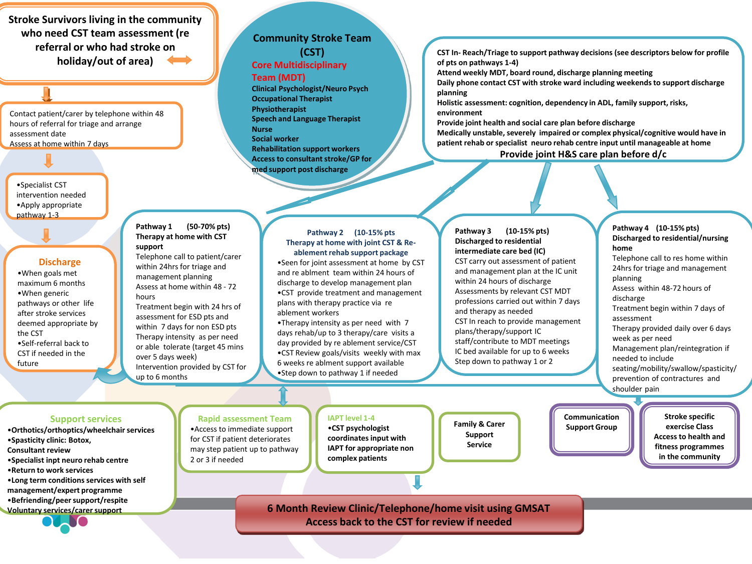## Stroke Survivors living in the community who need CST team assessment (re referral or who had stroke on holiday/out of area)

Contact patient/carer by telephone within 48 hours of referral for triage and arrange assessment date
Assess at home within 7 days

- Specialist CST intervention needed
- Apply appropriate pathway 1-3

### Discharge

- When goals met maximum 6 months
- When generic pathways or other life after stroke services deemed appropriate by the CST
- Self-referral back to CST if needed in the future

## Community Stroke Team (CST)

**Core Multidisciplinary Team (MDT)**

**Clinical Psychologist/Neuro Psych**
**Occupational Therapist**
**Physiotherapist**
**Speech and Language Therapist**
**Nurse**
**Social worker**
**Rehabilitation support workers**
**Access to consultant stroke/GP for med support post discharge**

**CST In- Reach/Triage to support pathway decisions (see descriptors below for profile of pts on pathways 1-4)**
**Attend weekly MDT, board round, discharge planning meeting**
**Daily phone contact CST with stroke ward including weekends to support discharge planning**
**Holistic assessment: cognition, dependency in ADL, family support, risks, environment**
**Provide joint health and social care plan before discharge**
**Medically unstable, severely impaired or complex physical/cognitive would have in patient rehab or specialist neuro rehab centre input until manageable at home**
**Provide joint H&S care plan before d/c**

### Pathway 1 (50-70% pts)

**Therapy at home with CST support**

Telephone call to patient/carer within 24hrs for triage and management planning
Assess at home within 48 - 72 hours
Treatment begin with 24 hrs of assessment for ESD pts and within 7 days for non ESD pts
Therapy intensity as per need or able tolerate (target 45 mins over 5 days week)
Intervention provided by CST for up to 6 months

### Pathway 2 (10-15% pts

**Therapy at home with joint CST & Re-ablement rehab support package**

- Seen for joint assessment at home by CST and re ablment team within 24 hours of discharge to develop management plan
- CST provide treatment and management plans with therapy practice via re ablement workers
- Therapy intensity as per need with 7 days rehab/up to 3 therapy/care visits a day provided by re ablement service/CST
- CST Review goals/visits weekly with max 6 weeks re ablment support available
- Step down to pathway 1 if needed

### Pathway 3 (10-15% pts)

**Discharged to residential intermediate care bed (IC)**

CST carry out assessment of patient and management plan at the IC unit within 24 hours of discharge
Assessments by relevant CST MDT professions carried out within 7 days and therapy as needed
CST In reach to provide management plans/therapy/support IC staff/contribute to MDT meetings
IC bed available for up to 6 weeks
Step down to pathway 1 or 2

### Pathway 4 (10-15% pts)

**Discharged to residential/nursing home**

Telephone call to res home within 24hrs for triage and management planning
Assess within 48-72 hours of discharge
Treatment begin within 7 days of assessment
Therapy provided daily over 6 days week as per need
Management plan/reintegration if needed to include seating/mobility/swallow/spasticity/ prevention of contractures and shoulder pain

### Support services

- **Orthotics/orthoptics/wheelchair services**
- **Spasticity clinic: Botox, Consultant review**
- **Specialist inpt neuro rehab centre**
- **Return to work services**
- **Long term conditions services with self management/expert programme**
- **Befriending/peer support/respite Voluntary services/carer support**

### Rapid assessment Team

- Access to immediate support for CST if patient deteriorates may step patient up to pathway 2 or 3 if needed

### IAPT level 1-4

- **CST psychologist coordinates input with IAPT for appropriate non complex patients**

**Family & Carer Support Service**

**Communication Support Group**

**Stroke specific exercise Class Access to health and fitness programmes in the community**

**6 Month Review Clinic/Telephone/home visit using GMSAT**
**Access back to the CST for review if needed**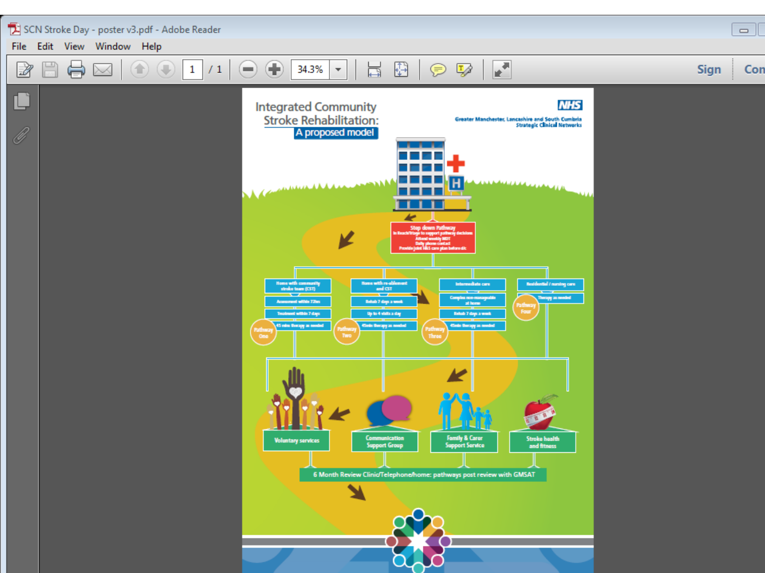# Integrated Community Stroke Rehabilitation: A proposed model

NHS

Greater Manchester, Lancashire and South Cumbria Strategic Clinical Networks

**Step down Pathway**

In Reach/triage to support pathway decisions
Attend weekly MDT
Daily phone contact
Provide joint H&S care plan before d/c

**Pathway One**

- Home with community stroke team (CST)
- Assessment within 72hrs
- Treatment within 7 days
- 45 mins therapy as needed

**Pathway Two**

- Home with re-ablement and CST
- Rehab 7 days a week
- Up to 4 visits a day
- 45min therapy as needed

**Pathway Three**

- Intermediate care
- Complex non-manageable at home
- Rehab 7 days a week
- 45min therapy as needed

**Pathway Four**

- Residential / nursing care
- Therapy as needed

- Voluntary services
- Communication Support Group
- Family & Carer Support Service
- Stroke health and fitness

6 Month Review Clinic/Telephone/home: pathways post review with GMSAT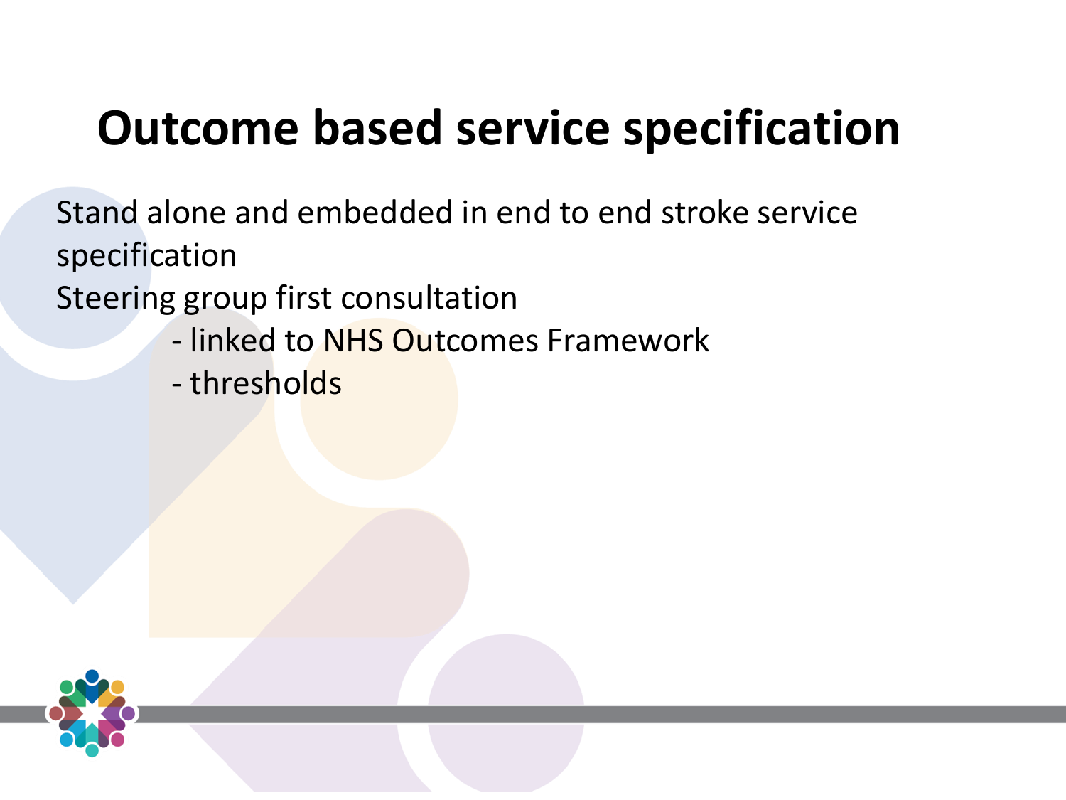# Outcome based service specification

Stand alone and embedded in end to end stroke service specification

Steering group first consultation

- linked to NHS Outcomes Framework
- thresholds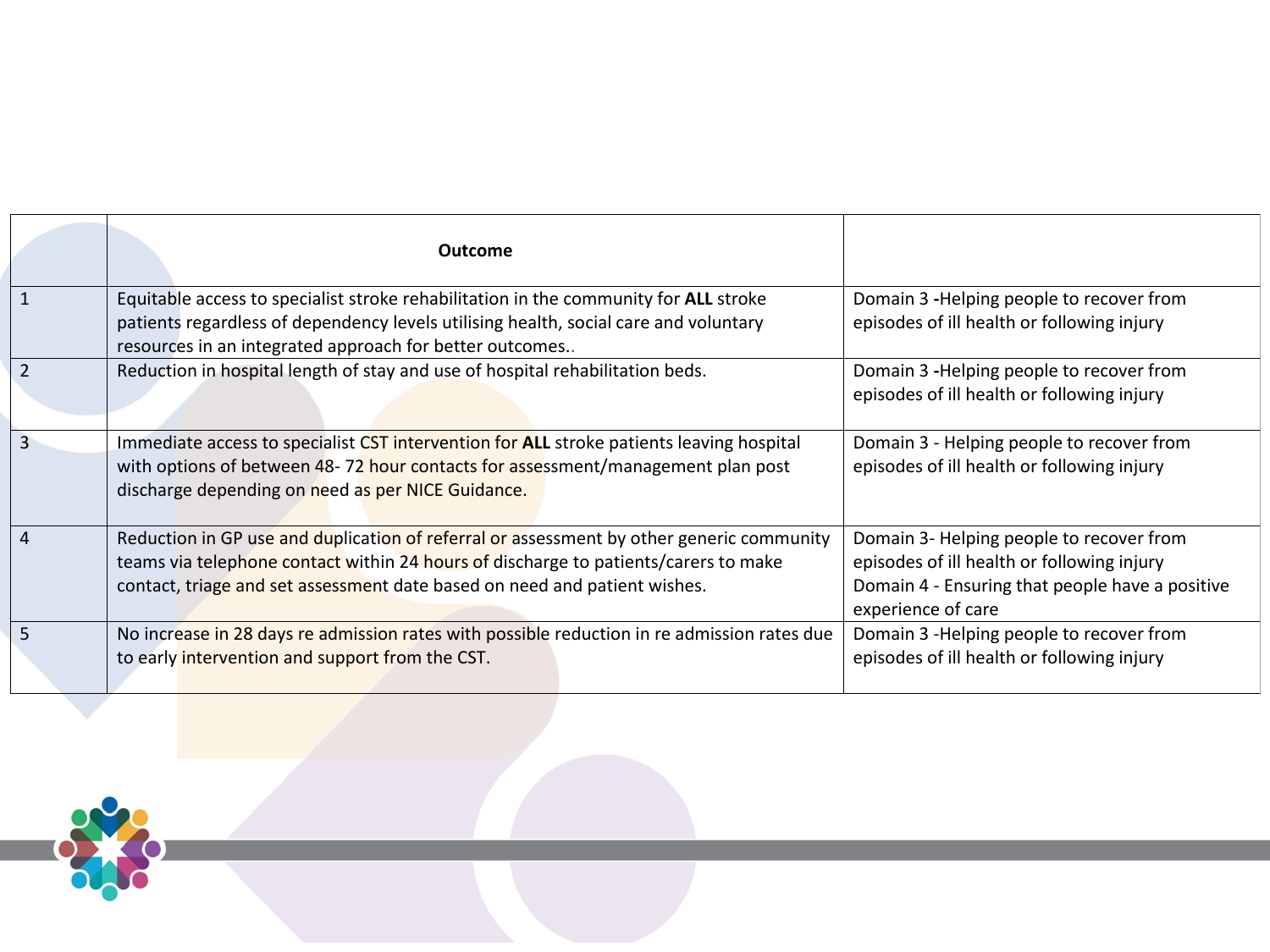| | Outcome | |
|---|---|---|
| 1 | Equitable access to specialist stroke rehabilitation in the community for **ALL** stroke patients regardless of dependency levels utilising health, social care and voluntary resources in an integrated approach for better outcomes.. | Domain 3 **-**Helping people to recover from episodes of ill health or following injury |
| 2 | Reduction in hospital length of stay and use of hospital rehabilitation beds. | Domain 3 **-**Helping people to recover from episodes of ill health or following injury |
| 3 | Immediate access to specialist CST intervention for **ALL** stroke patients leaving hospital with options of between 48- 72 hour contacts for assessment/management plan post discharge depending on need as per NICE Guidance. | Domain 3 - Helping people to recover from episodes of ill health or following injury |
| 4 | Reduction in GP use and duplication of referral or assessment by other generic community teams via telephone contact within 24 hours of discharge to patients/carers to make contact, triage and set assessment date based on need and patient wishes. | Domain 3- Helping people to recover from episodes of ill health or following injury<br>Domain 4 - Ensuring that people have a positive experience of care |
| 5 | No increase in 28 days re admission rates with possible reduction in re admission rates due to early intervention and support from the CST. | Domain 3 -Helping people to recover from episodes of ill health or following injury |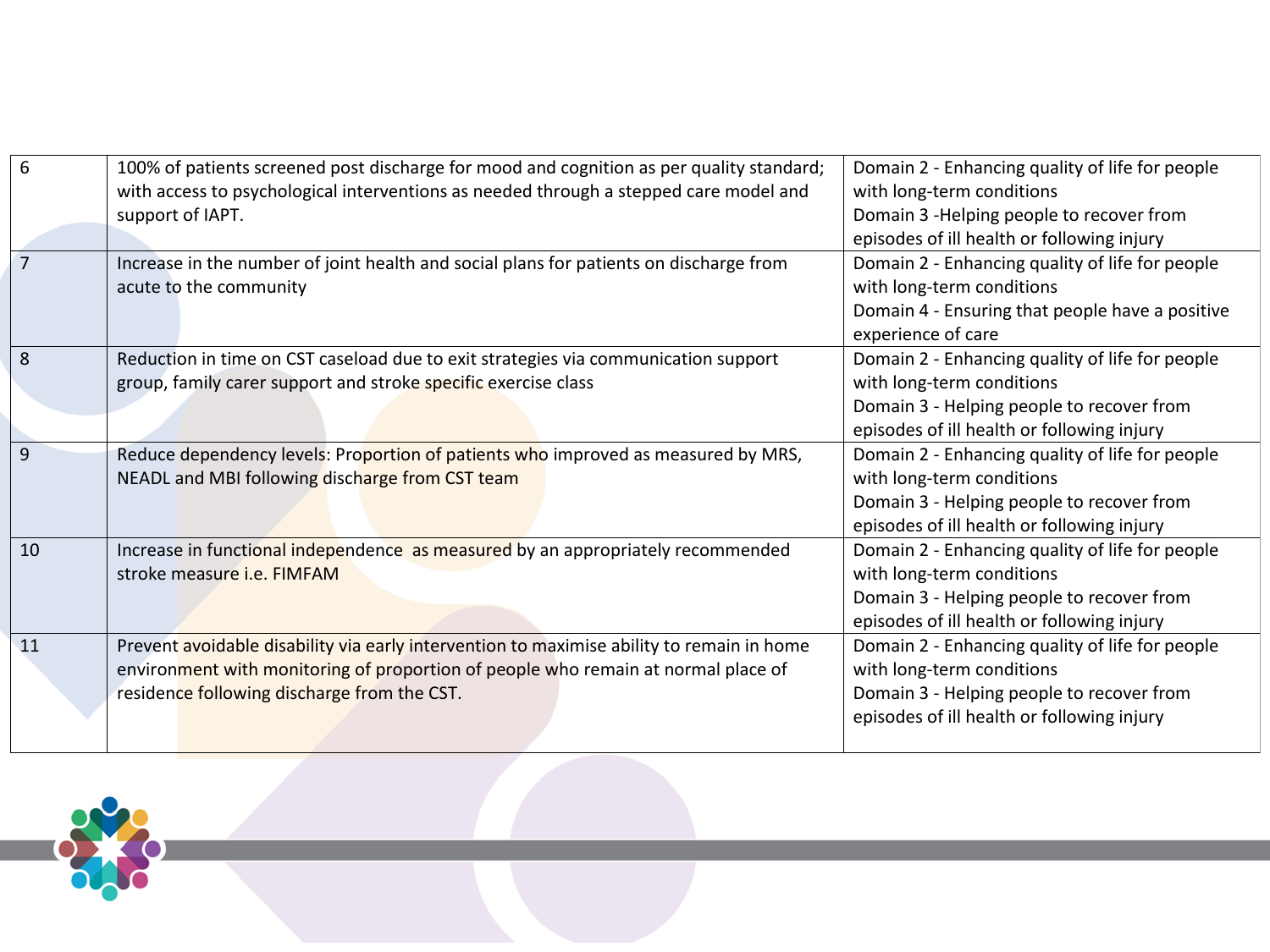| | | |
|---|---|---|
| 6 | 100% of patients screened post discharge for mood and cognition as per quality standard; with access to psychological interventions as needed through a stepped care model and support of IAPT. | Domain 2 - Enhancing quality of life for people with long-term conditions<br>Domain 3 -Helping people to recover from episodes of ill health or following injury |
| 7 | Increase in the number of joint health and social plans for patients on discharge from acute to the community | Domain 2 - Enhancing quality of life for people with long-term conditions<br>Domain 4 - Ensuring that people have a positive experience of care |
| 8 | Reduction in time on CST caseload due to exit strategies via communication support group, family carer support and stroke specific exercise class | Domain 2 - Enhancing quality of life for people with long-term conditions<br>Domain 3 - Helping people to recover from episodes of ill health or following injury |
| 9 | Reduce dependency levels: Proportion of patients who improved as measured by MRS, NEADL and MBI following discharge from CST team | Domain 2 - Enhancing quality of life for people with long-term conditions<br>Domain 3 - Helping people to recover from episodes of ill health or following injury |
| 10 | Increase in functional independence as measured by an appropriately recommended stroke measure i.e. FIMFAM | Domain 2 - Enhancing quality of life for people with long-term conditions<br>Domain 3 - Helping people to recover from episodes of ill health or following injury |
| 11 | Prevent avoidable disability via early intervention to maximise ability to remain in home environment with monitoring of proportion of people who remain at normal place of residence following discharge from the CST. | Domain 2 - Enhancing quality of life for people with long-term conditions<br>Domain 3 - Helping people to recover from episodes of ill health or following injury |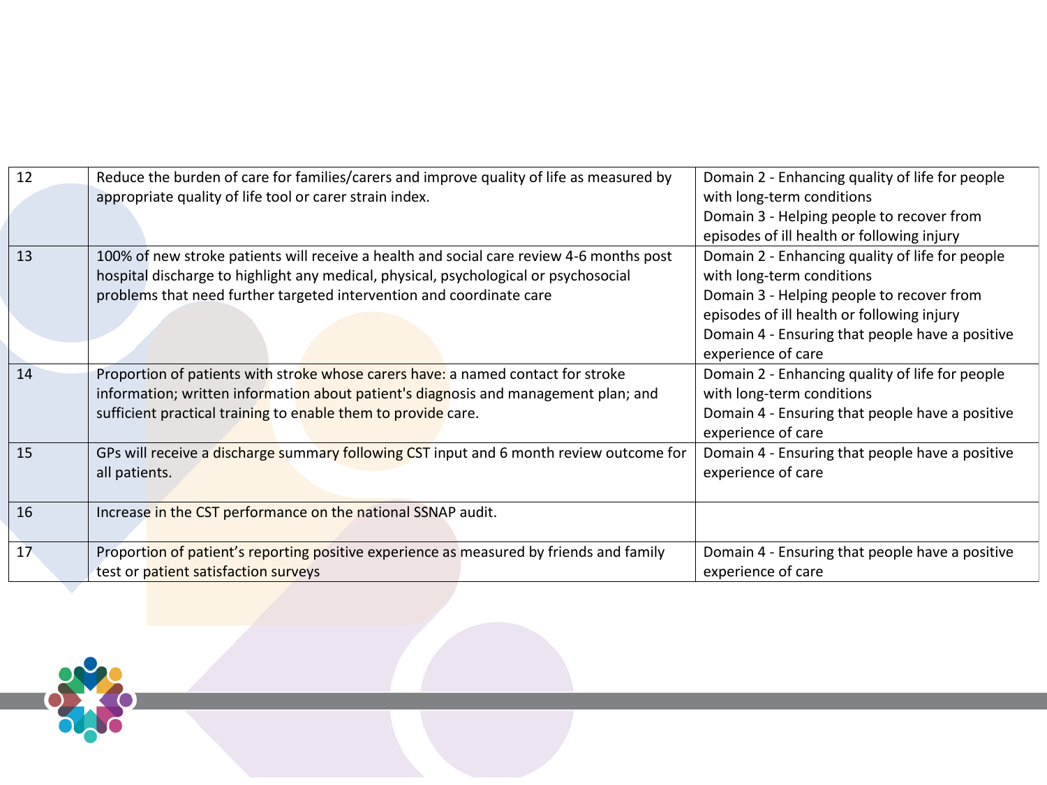| 12 | Reduce the burden of care for families/carers and improve quality of life as measured by appropriate quality of life tool or carer strain index. | Domain 2 - Enhancing quality of life for people with long-term conditions<br>Domain 3 - Helping people to recover from episodes of ill health or following injury |
|---|---|---|
| 13 | 100% of new stroke patients will receive a health and social care review 4-6 months post hospital discharge to highlight any medical, physical, psychological or psychosocial problems that need further targeted intervention and coordinate care | Domain 2 - Enhancing quality of life for people with long-term conditions<br>Domain 3 - Helping people to recover from episodes of ill health or following injury<br>Domain 4 - Ensuring that people have a positive experience of care |
| 14 | Proportion of patients with stroke whose carers have: a named contact for stroke information; written information about patient's diagnosis and management plan; and sufficient practical training to enable them to provide care. | Domain 2 - Enhancing quality of life for people with long-term conditions<br>Domain 4 - Ensuring that people have a positive experience of care |
| 15 | GPs will receive a discharge summary following CST input and 6 month review outcome for all patients. | Domain 4 - Ensuring that people have a positive experience of care |
| 16 | Increase in the CST performance on the national SSNAP audit. | |
| 17 | Proportion of patient's reporting positive experience as measured by friends and family test or patient satisfaction surveys | Domain 4 - Ensuring that people have a positive experience of care |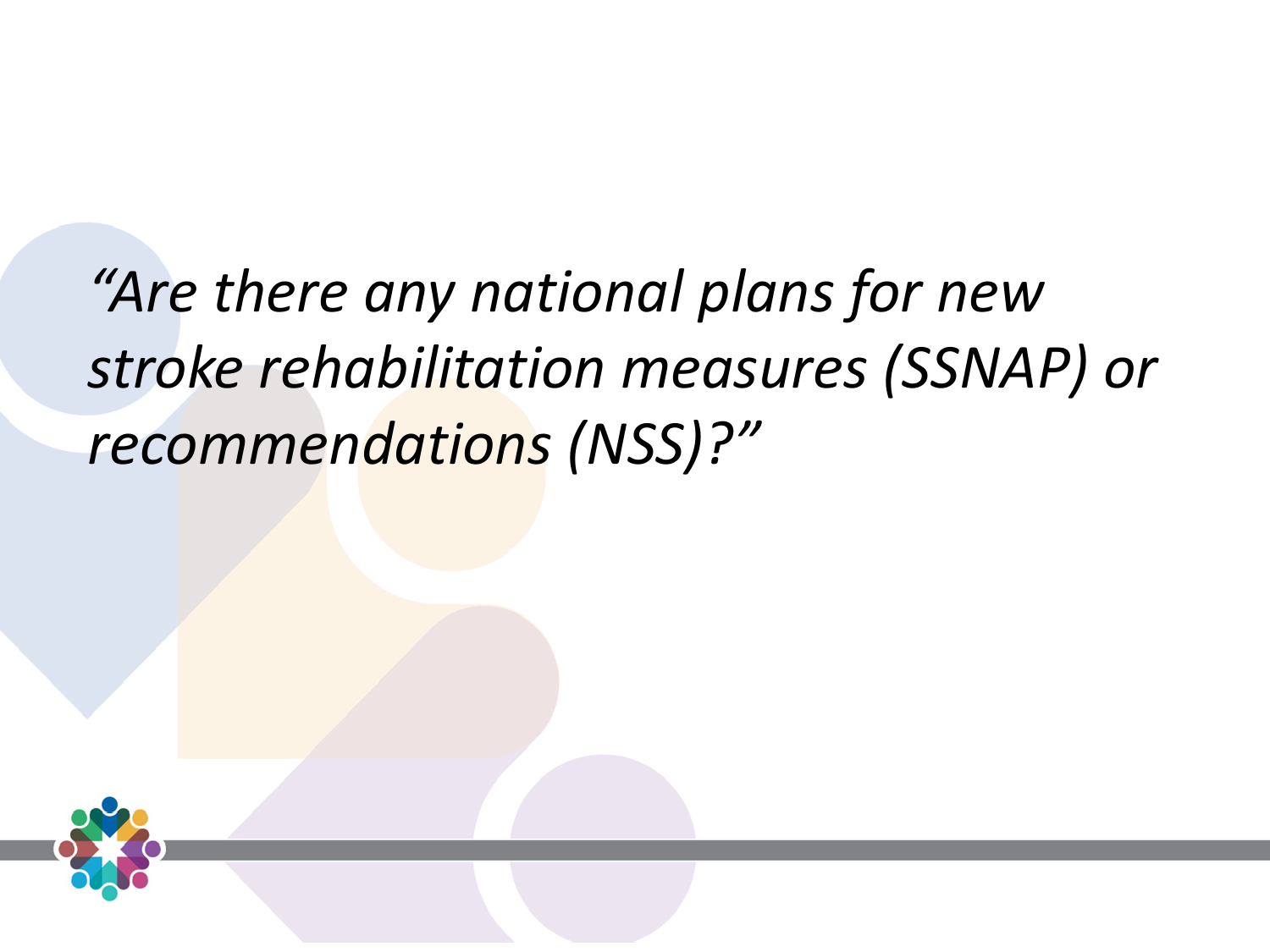*"Are there any national plans for new stroke rehabilitation measures (SSNAP) or recommendations (NSS)?"*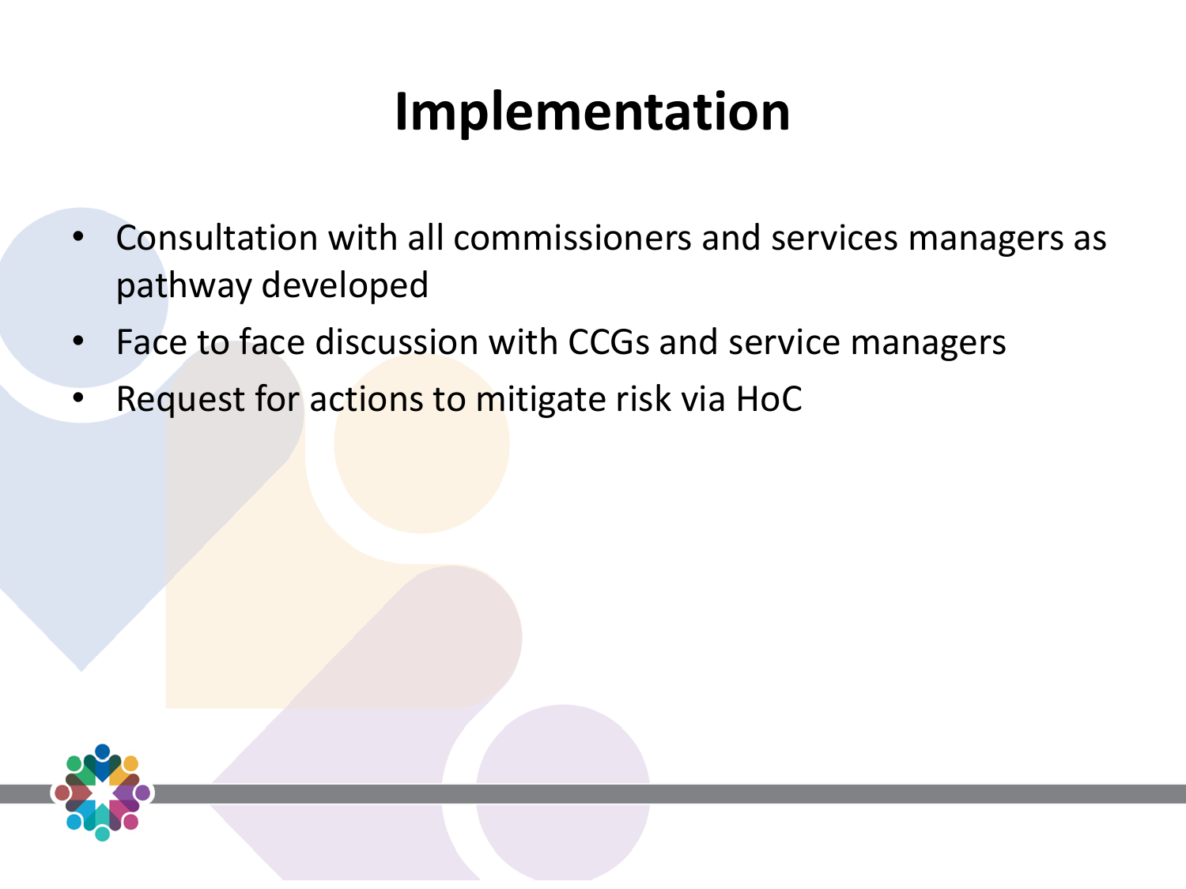# Implementation

- Consultation with all commissioners and services managers as pathway developed
- Face to face discussion with CCGs and service managers
- Request for actions to mitigate risk via HoC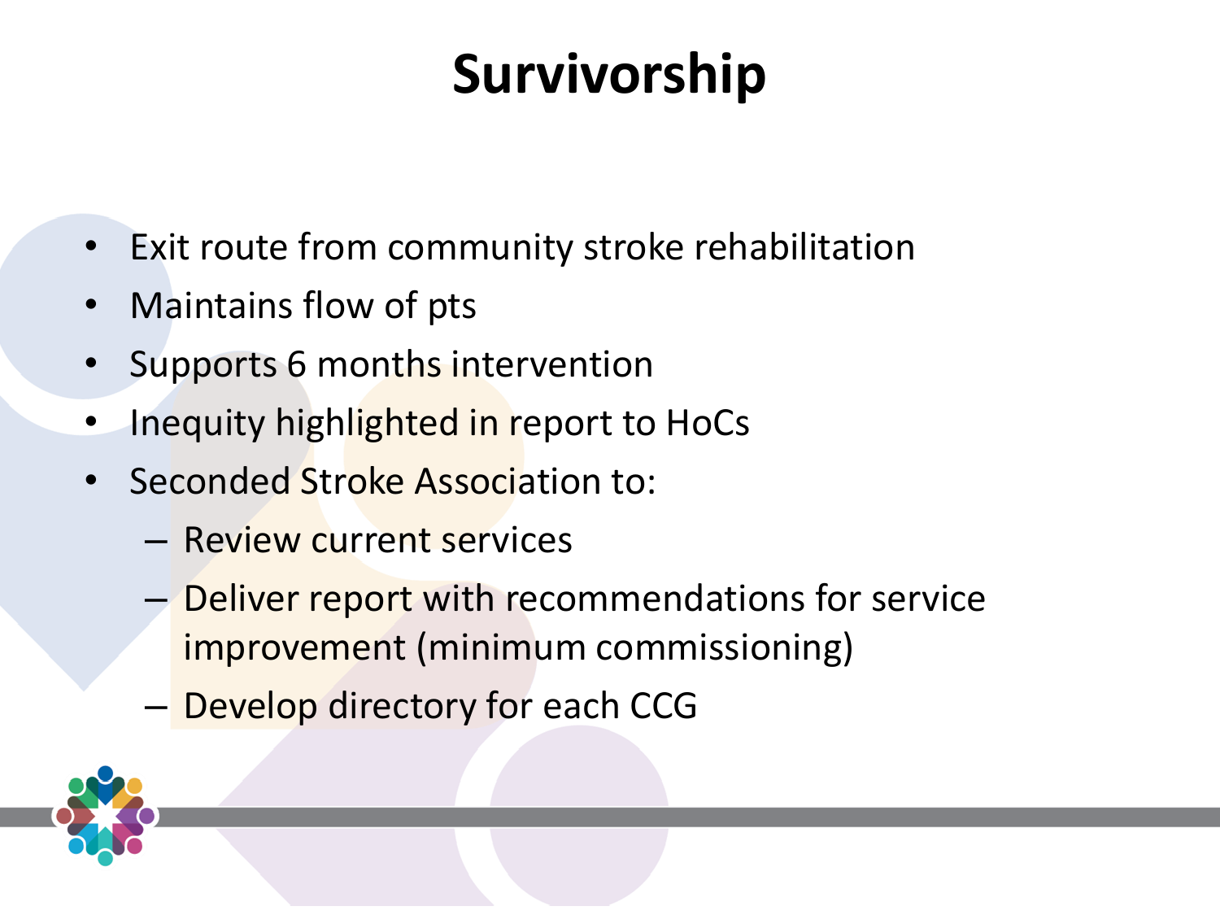# Survivorship

- Exit route from community stroke rehabilitation
- Maintains flow of pts
- Supports 6 months intervention
- Inequity highlighted in report to HoCs
- Seconded Stroke Association to:
  - Review current services
  - Deliver report with recommendations for service improvement (minimum commissioning)
  - Develop directory for each CCG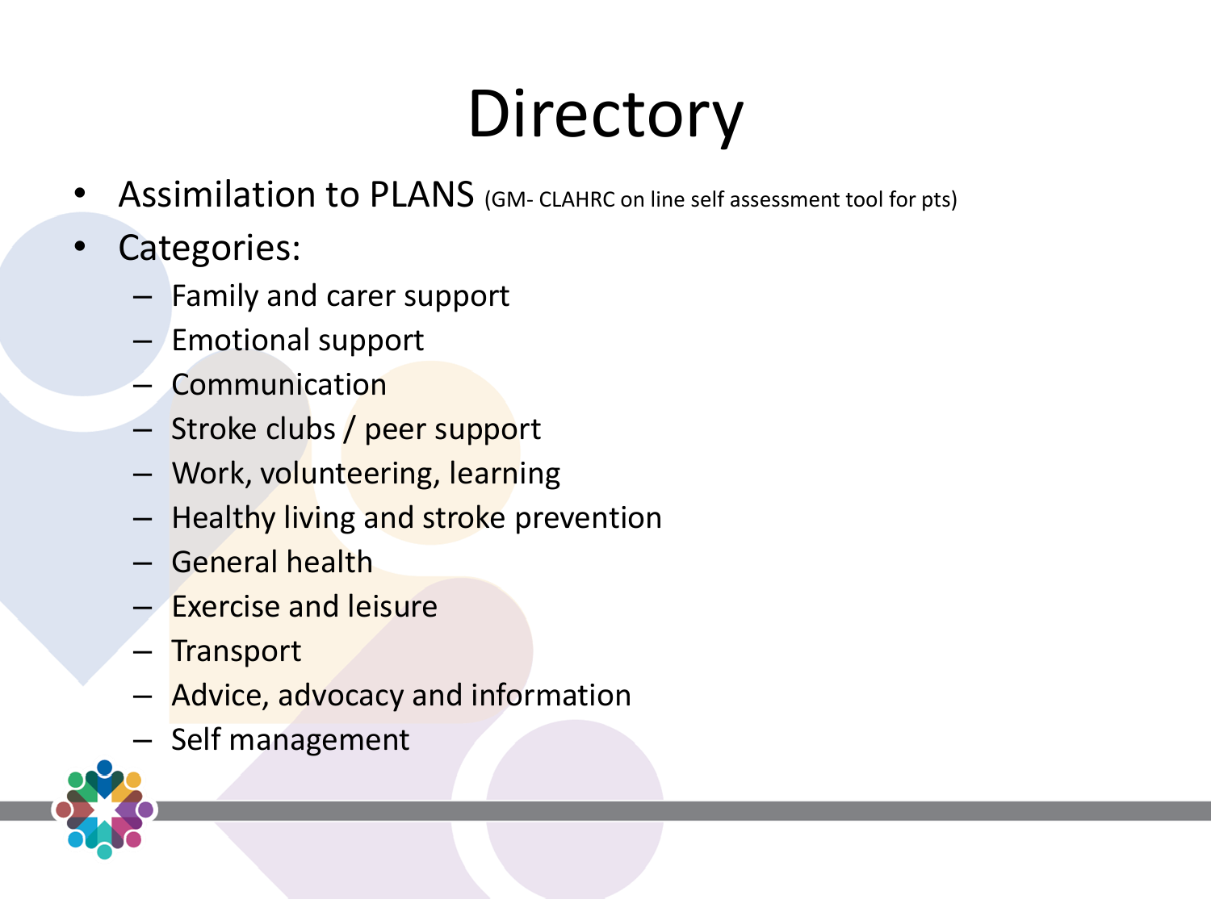# Directory

- Assimilation to PLANS (GM- CLAHRC on line self assessment tool for pts)
- Categories:
  - Family and carer support
  - Emotional support
  - Communication
  - Stroke clubs / peer support
  - Work, volunteering, learning
  - Healthy living and stroke prevention
  - General health
  - Exercise and leisure
  - Transport
  - Advice, advocacy and information
  - Self management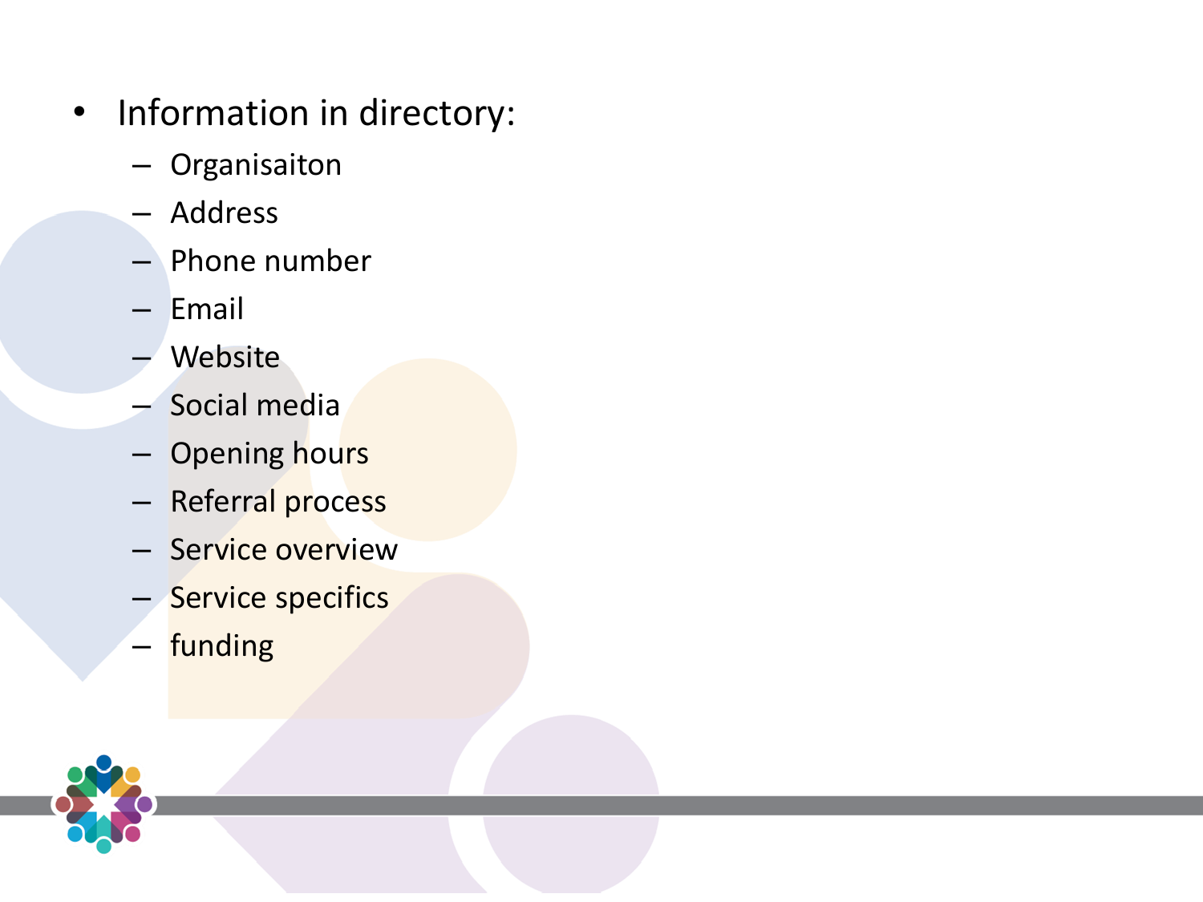- Information in directory:
  - Organisaiton
  - Address
  - Phone number
  - Email
  - Website
  - Social media
  - Opening hours
  - Referral process
  - Service overview
  - Service specifics
  - funding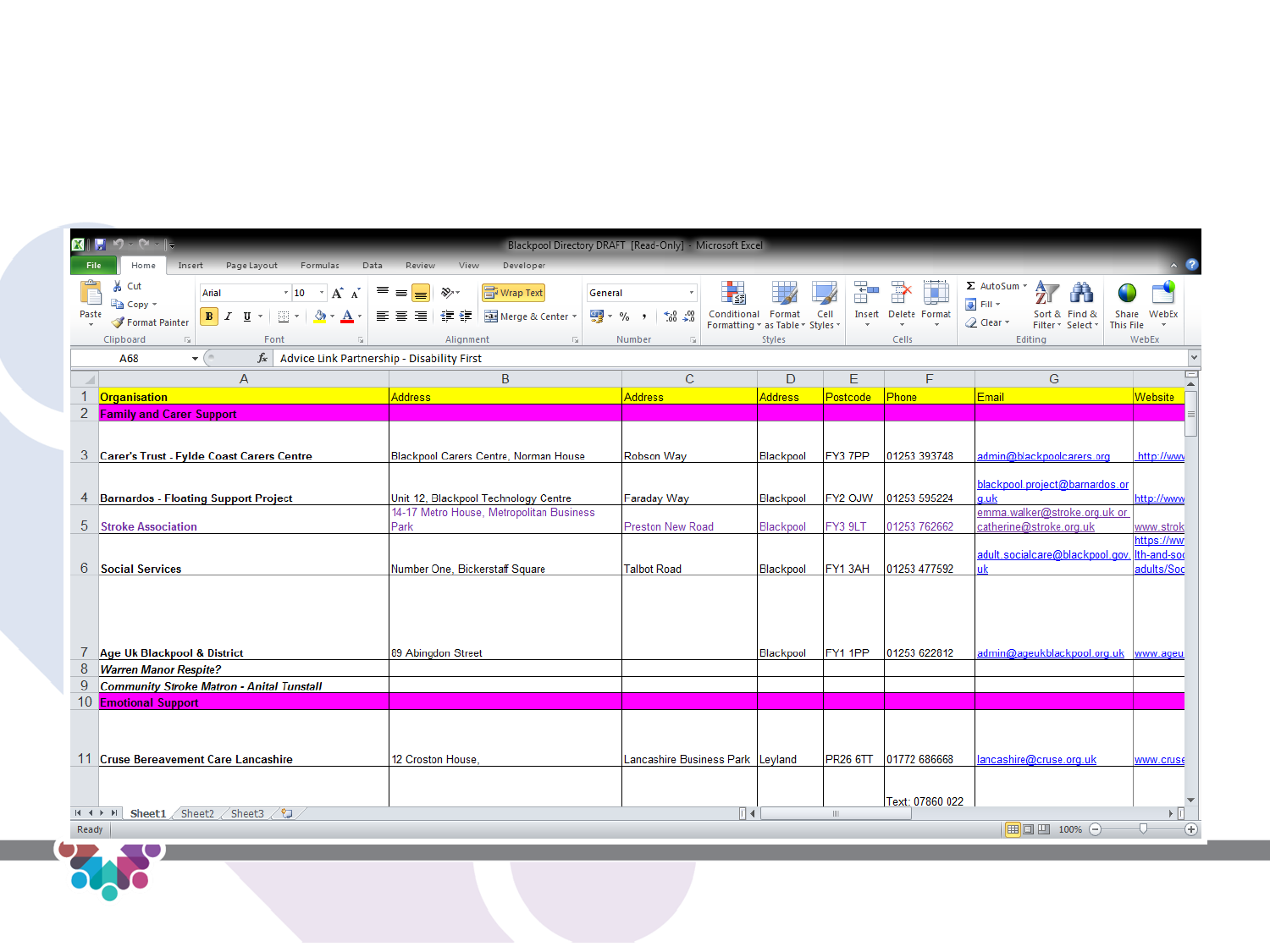Blackpool Directory DRAFT [Read-Only] - Microsoft Excel

A68 | Advice Link Partnership - Disability First

| Organisation | Address | Address | Address | Postcode | Phone | Email | Website |
|---|---|---|---|---|---|---|---|
| Family and Carer Support | | | | | | | |
| Carer's Trust - Fylde Coast Carers Centre | Blackpool Carers Centre, Norman House | Robson Way | Blackpool | FY3 7PP | 01253 393748 | admin@blackpoolcarers.org | http://www |
| Barnardos - Floating Support Project | Unit 12, Blackpool Technology Centre | Faraday Way | Blackpool | FY2 0JW | 01253 595224 | blackpool.project@barnardos.org.uk | http://www |
| Stroke Association | 14-17 Metro House, Metropolitan Business Park | Preston New Road | Blackpool | FY3 9LT | 01253 762662 | emma.walker@stroke.org.uk or catherine@stroke.org.uk | www.strok |
| Social Services | Number One, Bickerstaff Square | Talbot Road | Blackpool | FY1 3AH | 01253 477592 | adult.socialcare@blackpool.gov.uk | https://ww lth-and-soc adults/Soc |
| Age Uk Blackpool & District | 89 Abingdon Street | | Blackpool | FY1 1PP | 01253 622812 | admin@ageukblackpool.org.uk | www.ageu |
| *Warren Manor Respite?* | | | | | | | |
| *Community Stroke Matron - Anital Tunstall* | | | | | | | |
| Emotional Support | | | | | | | |
| Cruse Bereavement Care Lancashire | 12 Croston House, | Lancashire Business Park | Leyland | PR26 6TT | 01772 686668 | lancashire@cruse.org.uk | www.cruse |
| | | | | | Text: 07860 022 | | |

Sheet1 | Sheet2 | Sheet3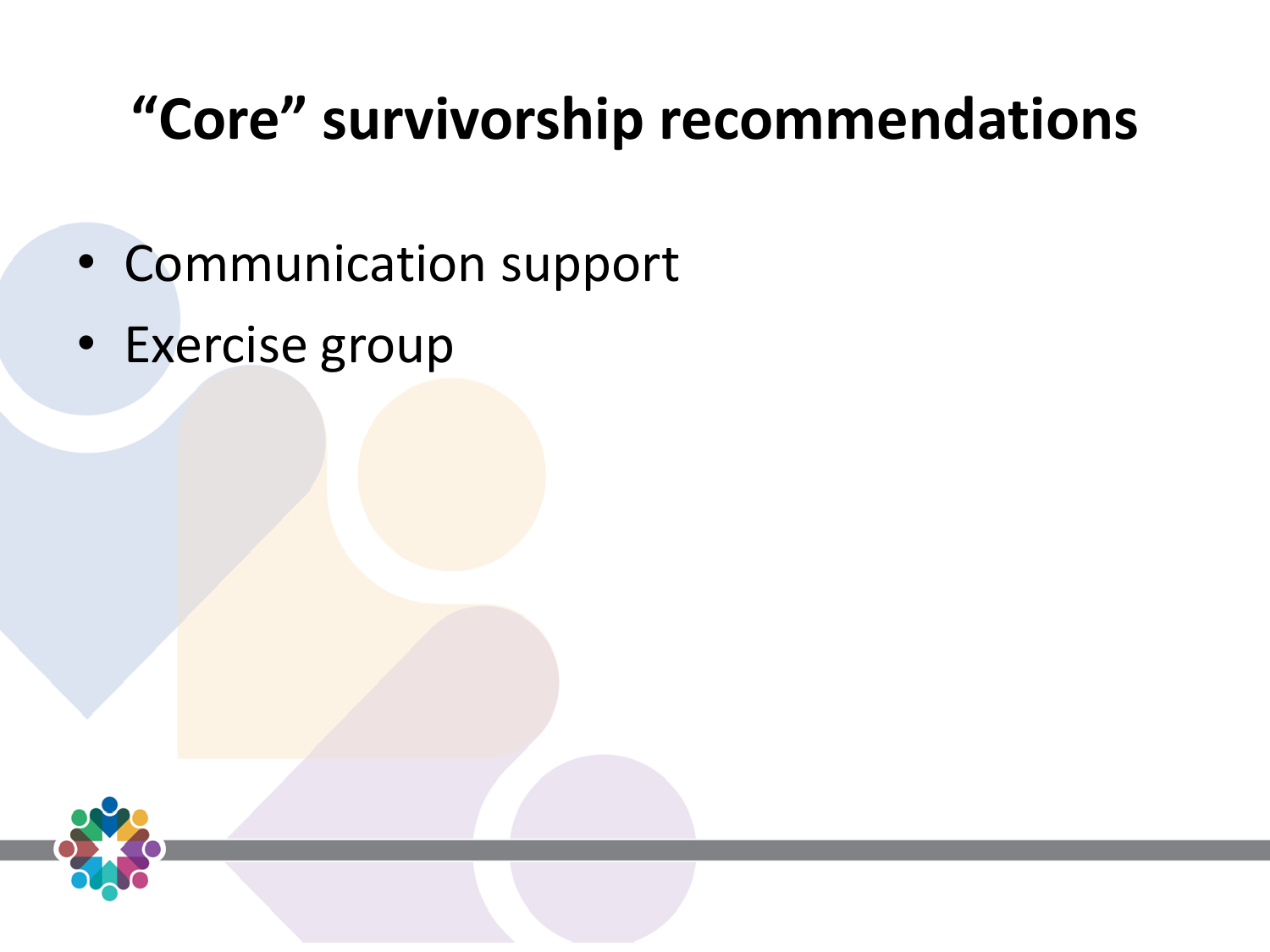# “Core” survivorship recommendations

- Communication support
- Exercise group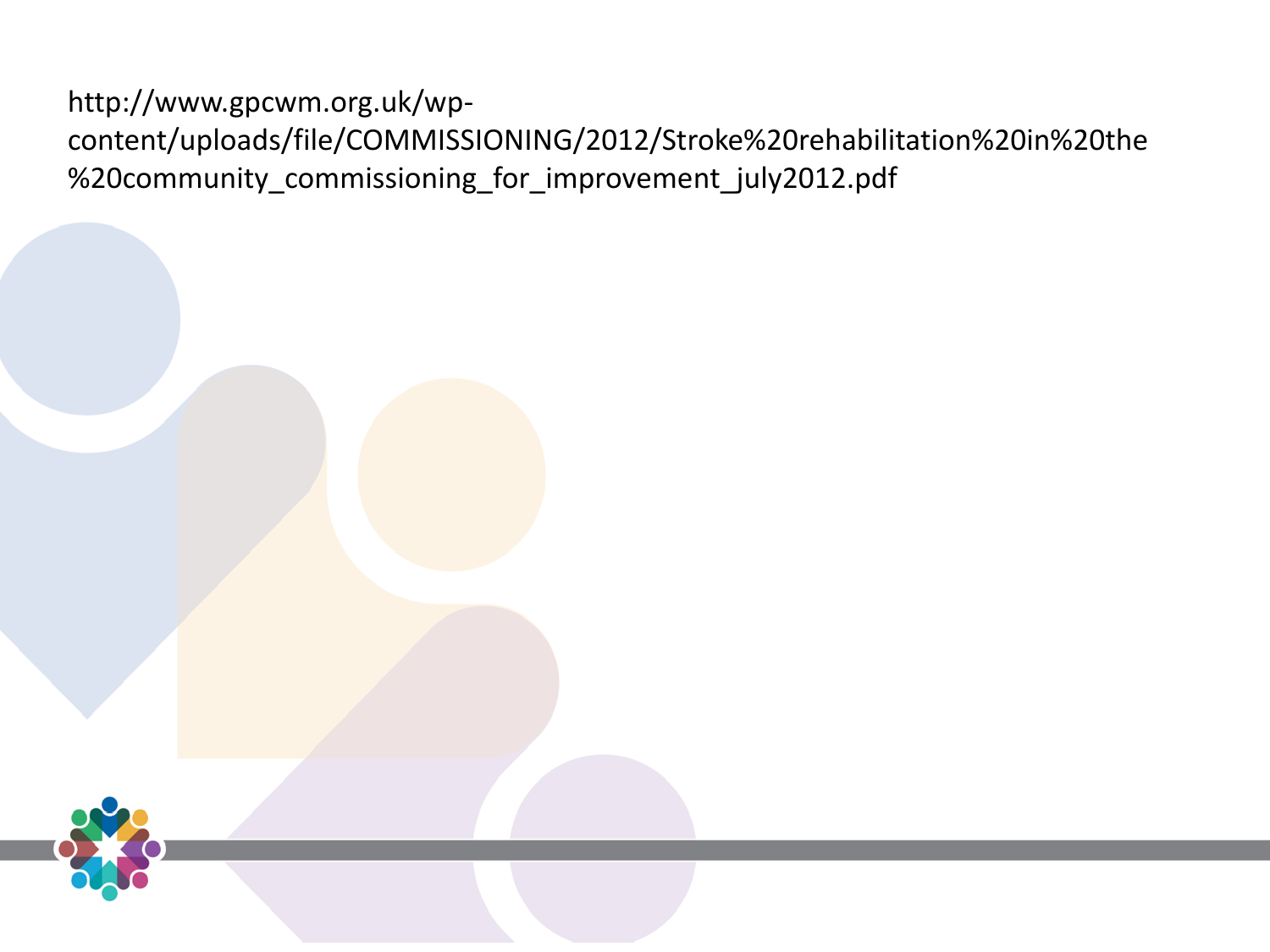http://www.gpcwm.org.uk/wp-content/uploads/file/COMMISSIONING/2012/Stroke%20rehabilitation%20in%20the%20community_commissioning_for_improvement_july2012.pdf